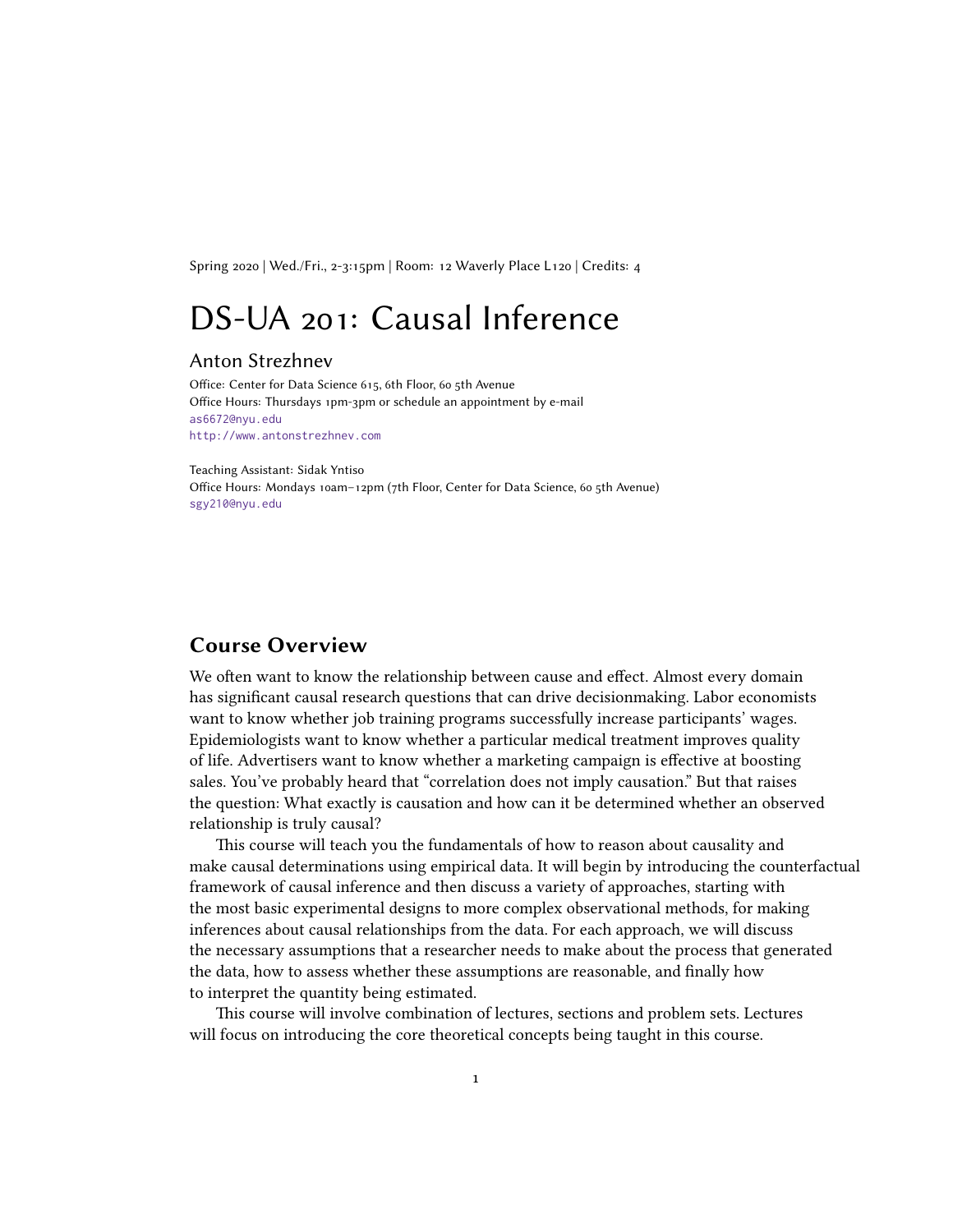Spring 2020 | Wed./Fri., 2-3:15pm | Room: 12 Waverly Place L120 | Credits: 4

# DS-UA 201: Causal Inference

## Anton Strezhnev

Office: Center for Data Science 615, 6th Floor, 60 5th Avenue
Office Hours: Thursdays 1pm-3pm or schedule an appointment by e-mail
as6672@nyu.edu
http://www.antonstrezhnev.com

Teaching Assistant: Sidak Yntiso
Office Hours: Mondays 10am–12pm (7th Floor, Center for Data Science, 60 5th Avenue)
sgy210@nyu.edu

## Course Overview

We often want to know the relationship between cause and effect. Almost every domain has significant causal research questions that can drive decisionmaking. Labor economists want to know whether job training programs successfully increase participants' wages. Epidemiologists want to know whether a particular medical treatment improves quality of life. Advertisers want to know whether a marketing campaign is effective at boosting sales. You've probably heard that "correlation does not imply causation." But that raises the question: What exactly is causation and how can it be determined whether an observed relationship is truly causal?

This course will teach you the fundamentals of how to reason about causality and make causal determinations using empirical data. It will begin by introducing the counterfactual framework of causal inference and then discuss a variety of approaches, starting with the most basic experimental designs to more complex observational methods, for making inferences about causal relationships from the data. For each approach, we will discuss the necessary assumptions that a researcher needs to make about the process that generated the data, how to assess whether these assumptions are reasonable, and finally how to interpret the quantity being estimated.

This course will involve combination of lectures, sections and problem sets. Lectures will focus on introducing the core theoretical concepts being taught in this course.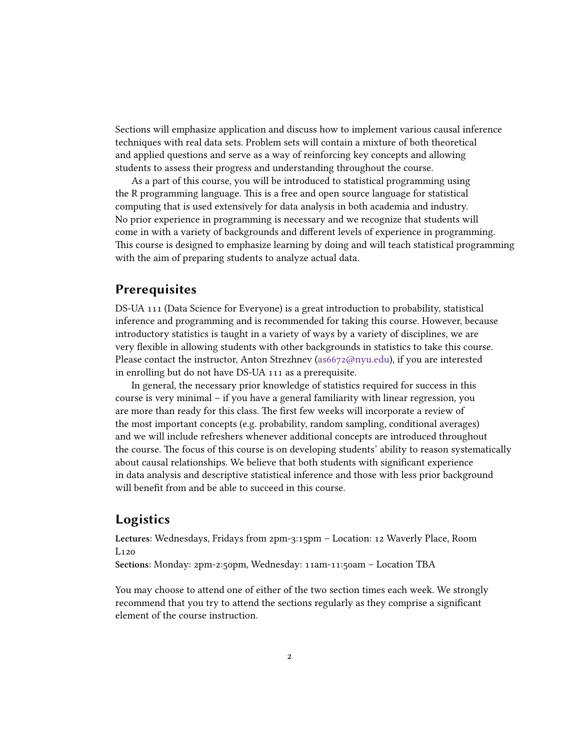Sections will emphasize application and discuss how to implement various causal inference techniques with real data sets. Problem sets will contain a mixture of both theoretical and applied questions and serve as a way of reinforcing key concepts and allowing students to assess their progress and understanding throughout the course.

As a part of this course, you will be introduced to statistical programming using the R programming language. This is a free and open source language for statistical computing that is used extensively for data analysis in both academia and industry. No prior experience in programming is necessary and we recognize that students will come in with a variety of backgrounds and different levels of experience in programming. This course is designed to emphasize learning by doing and will teach statistical programming with the aim of preparing students to analyze actual data.

## Prerequisites

DS-UA 111 (Data Science for Everyone) is a great introduction to probability, statistical inference and programming and is recommended for taking this course. However, because introductory statistics is taught in a variety of ways by a variety of disciplines, we are very flexible in allowing students with other backgrounds in statistics to take this course. Please contact the instructor, Anton Strezhnev (as6672@nyu.edu), if you are interested in enrolling but do not have DS-UA 111 as a prerequisite.

In general, the necessary prior knowledge of statistics required for success in this course is very minimal – if you have a general familiarity with linear regression, you are more than ready for this class. The first few weeks will incorporate a review of the most important concepts (e.g. probability, random sampling, conditional averages) and we will include refreshers whenever additional concepts are introduced throughout the course. The focus of this course is on developing students' ability to reason systematically about causal relationships. We believe that both students with significant experience in data analysis and descriptive statistical inference and those with less prior background will benefit from and be able to succeed in this course.

## Logistics

**Lectures**: Wednesdays, Fridays from 2pm-3:15pm – Location: 12 Waverly Place, Room L120
**Sections**: Monday: 2pm-2:50pm, Wednesday: 11am-11:50am – Location TBA

You may choose to attend one of either of the two section times each week. We strongly recommend that you try to attend the sections regularly as they comprise a significant element of the course instruction.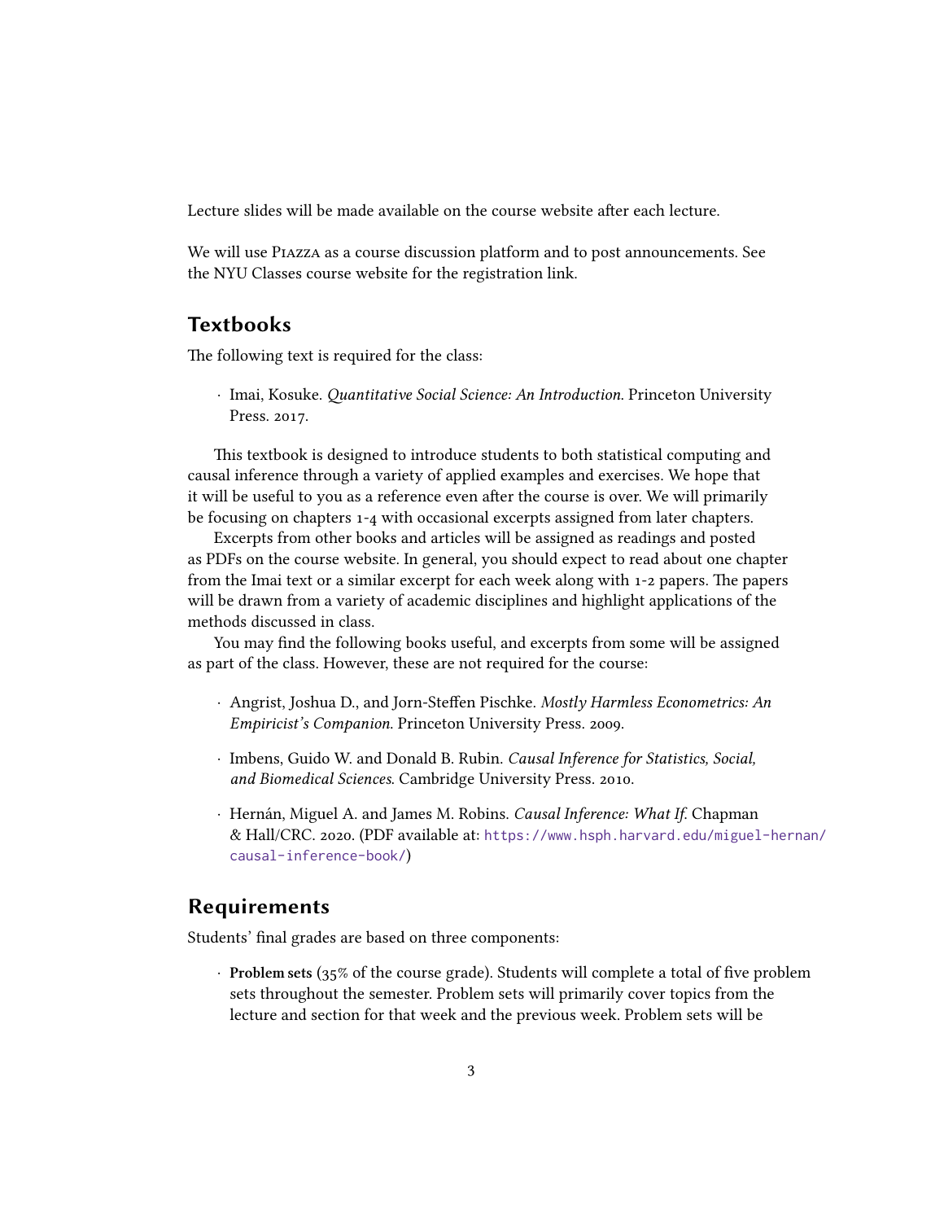Lecture slides will be made available on the course website after each lecture.

We will use PIAZZA as a course discussion platform and to post announcements. See the NYU Classes course website for the registration link.

## Textbooks

The following text is required for the class:

- Imai, Kosuke. *Quantitative Social Science: An Introduction.* Princeton University Press. 2017.

This textbook is designed to introduce students to both statistical computing and causal inference through a variety of applied examples and exercises. We hope that it will be useful to you as a reference even after the course is over. We will primarily be focusing on chapters 1-4 with occasional excerpts assigned from later chapters.

Excerpts from other books and articles will be assigned as readings and posted as PDFs on the course website. In general, you should expect to read about one chapter from the Imai text or a similar excerpt for each week along with 1-2 papers. The papers will be drawn from a variety of academic disciplines and highlight applications of the methods discussed in class.

You may find the following books useful, and excerpts from some will be assigned as part of the class. However, these are not required for the course:

- Angrist, Joshua D., and Jorn-Steffen Pischke. *Mostly Harmless Econometrics: An Empiricist's Companion.* Princeton University Press. 2009.
- Imbens, Guido W. and Donald B. Rubin. *Causal Inference for Statistics, Social, and Biomedical Sciences.* Cambridge University Press. 2010.
- Hernán, Miguel A. and James M. Robins. *Causal Inference: What If.* Chapman & Hall/CRC. 2020. (PDF available at: https://www.hsph.harvard.edu/miguel-hernan/causal-inference-book/)

## Requirements

Students' final grades are based on three components:

- **Problem sets** (35% of the course grade). Students will complete a total of five problem sets throughout the semester. Problem sets will primarily cover topics from the lecture and section for that week and the previous week. Problem sets will be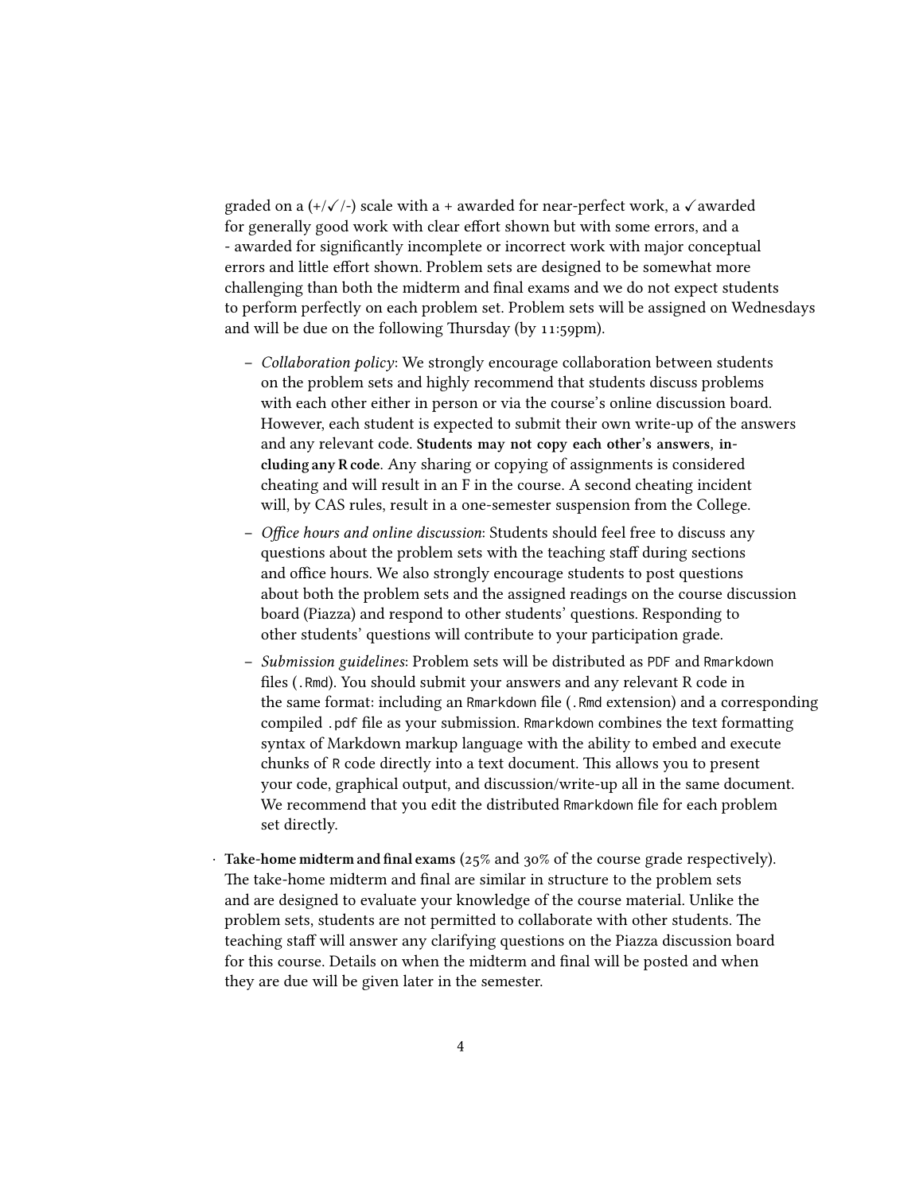graded on a (+/✓/-) scale with a + awarded for near-perfect work, a ✓ awarded for generally good work with clear effort shown but with some errors, and a - awarded for significantly incomplete or incorrect work with major conceptual errors and little effort shown. Problem sets are designed to be somewhat more challenging than both the midterm and final exams and we do not expect students to perform perfectly on each problem set. Problem sets will be assigned on Wednesdays and will be due on the following Thursday (by 11:59pm).

  - *Collaboration policy*: We strongly encourage collaboration between students on the problem sets and highly recommend that students discuss problems with each other either in person or via the course's online discussion board. However, each student is expected to submit their own write-up of the answers and any relevant code. **Students may not copy each other's answers, including any R code**. Any sharing or copying of assignments is considered cheating and will result in an F in the course. A second cheating incident will, by CAS rules, result in a one-semester suspension from the College.
  - *Office hours and online discussion*: Students should feel free to discuss any questions about the problem sets with the teaching staff during sections and office hours. We also strongly encourage students to post questions about both the problem sets and the assigned readings on the course discussion board (Piazza) and respond to other students' questions. Responding to other students' questions will contribute to your participation grade.
  - *Submission guidelines*: Problem sets will be distributed as `PDF` and `Rmarkdown` files (`.Rmd`). You should submit your answers and any relevant R code in the same format: including an `Rmarkdown` file (`.Rmd` extension) and a corresponding compiled `.pdf` file as your submission. `Rmarkdown` combines the text formatting syntax of Markdown markup language with the ability to embed and execute chunks of `R` code directly into a text document. This allows you to present your code, graphical output, and discussion/write-up all in the same document. We recommend that you edit the distributed `Rmarkdown` file for each problem set directly.

- **Take-home midterm and final exams** (25% and 30% of the course grade respectively). The take-home midterm and final are similar in structure to the problem sets and are designed to evaluate your knowledge of the course material. Unlike the problem sets, students are not permitted to collaborate with other students. The teaching staff will answer any clarifying questions on the Piazza discussion board for this course. Details on when the midterm and final will be posted and when they are due will be given later in the semester.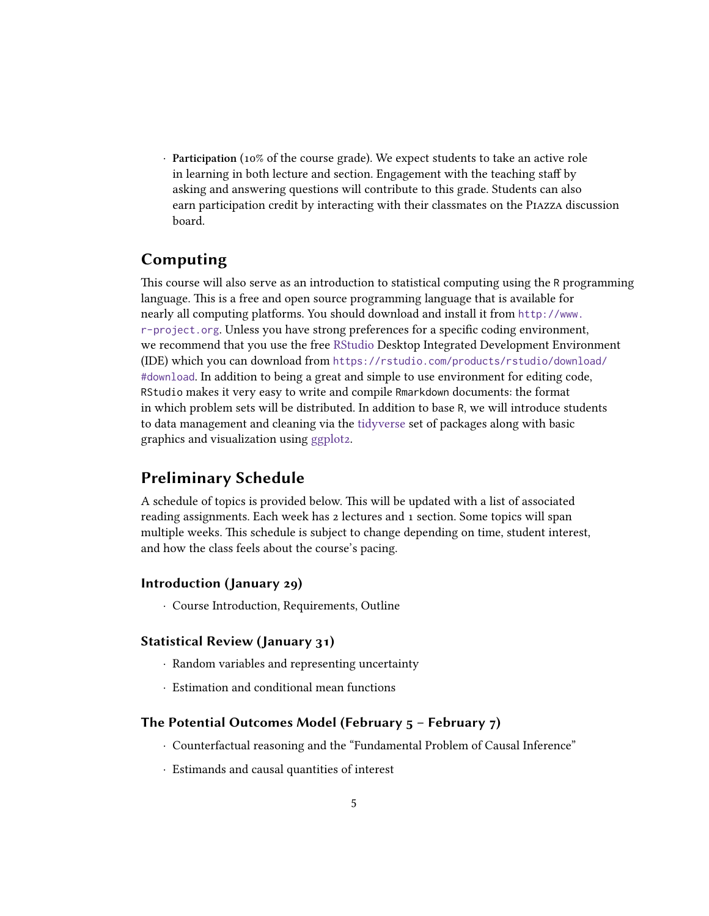- **Participation** (10% of the course grade). We expect students to take an active role in learning in both lecture and section. Engagement with the teaching staff by asking and answering questions will contribute to this grade. Students can also earn participation credit by interacting with their classmates on the Piazza discussion board.

## Computing

This course will also serve as an introduction to statistical computing using the `R` programming language. This is a free and open source programming language that is available for nearly all computing platforms. You should download and install it from `http://www.r-project.org`. Unless you have strong preferences for a specific coding environment, we recommend that you use the free RStudio Desktop Integrated Development Environment (IDE) which you can download from `https://rstudio.com/products/rstudio/download/#download`. In addition to being a great and simple to use environment for editing code, `RStudio` makes it very easy to write and compile `Rmarkdown` documents: the format in which problem sets will be distributed. In addition to base `R`, we will introduce students to data management and cleaning via the tidyverse set of packages along with basic graphics and visualization using ggplot2.

## Preliminary Schedule

A schedule of topics is provided below. This will be updated with a list of associated reading assignments. Each week has 2 lectures and 1 section. Some topics will span multiple weeks. This schedule is subject to change depending on time, student interest, and how the class feels about the course's pacing.

### Introduction (January 29)

- Course Introduction, Requirements, Outline

### Statistical Review (January 31)

- Random variables and representing uncertainty
- Estimation and conditional mean functions

### The Potential Outcomes Model (February 5 – February 7)

- Counterfactual reasoning and the "Fundamental Problem of Causal Inference"
- Estimands and causal quantities of interest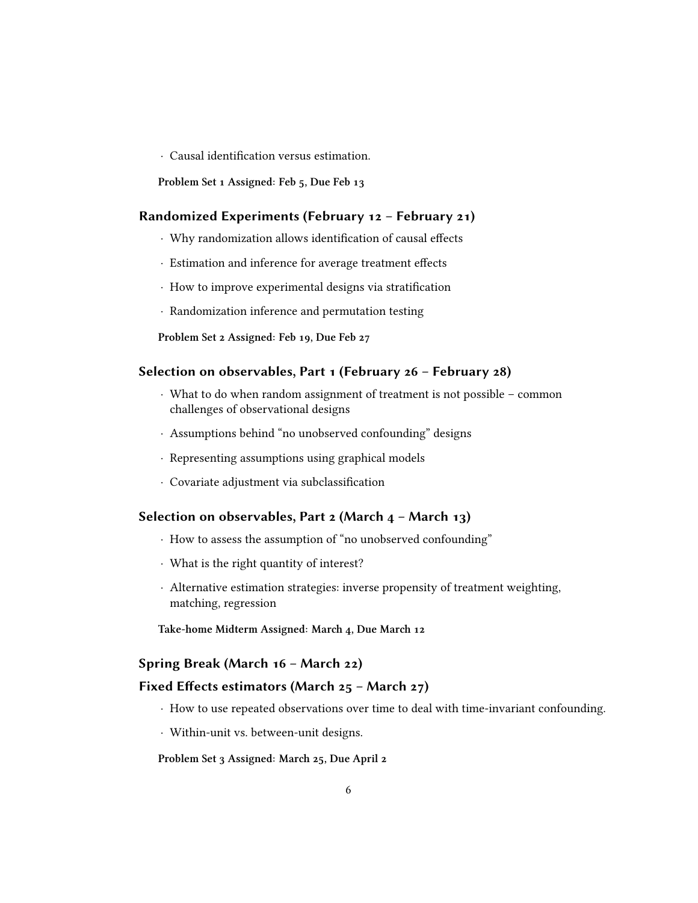- Causal identification versus estimation.

**Problem Set 1 Assigned: Feb 5, Due Feb 13**

### Randomized Experiments (February 12 – February 21)

- Why randomization allows identification of causal effects
- Estimation and inference for average treatment effects
- How to improve experimental designs via stratification
- Randomization inference and permutation testing

**Problem Set 2 Assigned: Feb 19, Due Feb 27**

### Selection on observables, Part 1 (February 26 – February 28)

- What to do when random assignment of treatment is not possible – common challenges of observational designs
- Assumptions behind "no unobserved confounding" designs
- Representing assumptions using graphical models
- Covariate adjustment via subclassification

### Selection on observables, Part 2 (March 4 – March 13)

- How to assess the assumption of "no unobserved confounding"
- What is the right quantity of interest?
- Alternative estimation strategies: inverse propensity of treatment weighting, matching, regression

**Take-home Midterm Assigned: March 4, Due March 12**

### Spring Break (March 16 – March 22)

### Fixed Effects estimators (March 25 – March 27)

- How to use repeated observations over time to deal with time-invariant confounding.
- Within-unit vs. between-unit designs.

**Problem Set 3 Assigned: March 25, Due April 2**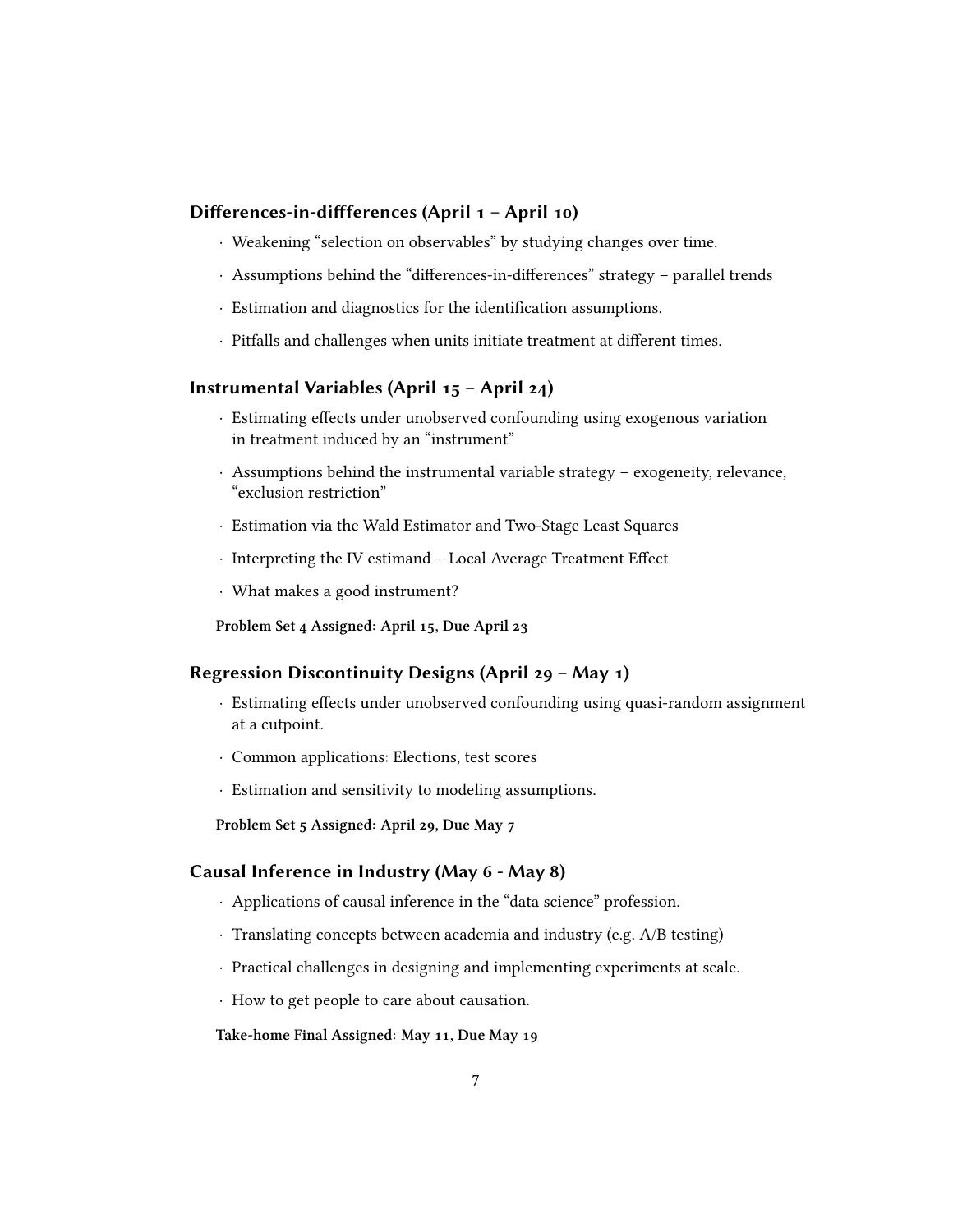### Differences-in-diffferences (April 1 – April 10)

- Weakening "selection on observables" by studying changes over time.
- Assumptions behind the "differences-in-differences" strategy – parallel trends
- Estimation and diagnostics for the identification assumptions.
- Pitfalls and challenges when units initiate treatment at different times.

### Instrumental Variables (April 15 – April 24)

- Estimating effects under unobserved confounding using exogenous variation in treatment induced by an "instrument"
- Assumptions behind the instrumental variable strategy – exogeneity, relevance, "exclusion restriction"
- Estimation via the Wald Estimator and Two-Stage Least Squares
- Interpreting the IV estimand – Local Average Treatment Effect
- What makes a good instrument?

**Problem Set 4 Assigned: April 15, Due April 23**

### Regression Discontinuity Designs (April 29 – May 1)

- Estimating effects under unobserved confounding using quasi-random assignment at a cutpoint.
- Common applications: Elections, test scores
- Estimation and sensitivity to modeling assumptions.

**Problem Set 5 Assigned: April 29, Due May 7**

### Causal Inference in Industry (May 6 - May 8)

- Applications of causal inference in the "data science" profession.
- Translating concepts between academia and industry (e.g. A/B testing)
- Practical challenges in designing and implementing experiments at scale.
- How to get people to care about causation.

**Take-home Final Assigned: May 11, Due May 19**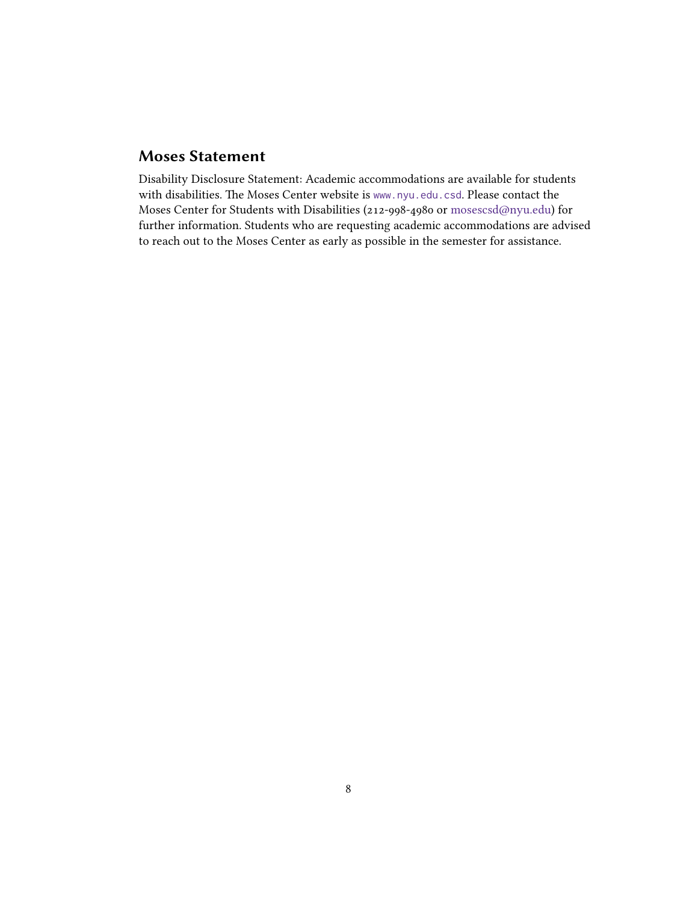## Moses Statement

Disability Disclosure Statement: Academic accommodations are available for students with disabilities. The Moses Center website is `www.nyu.edu.csd`. Please contact the Moses Center for Students with Disabilities (212-998-4980 or mosescsd@nyu.edu) for further information. Students who are requesting academic accommodations are advised to reach out to the Moses Center as early as possible in the semester for assistance.